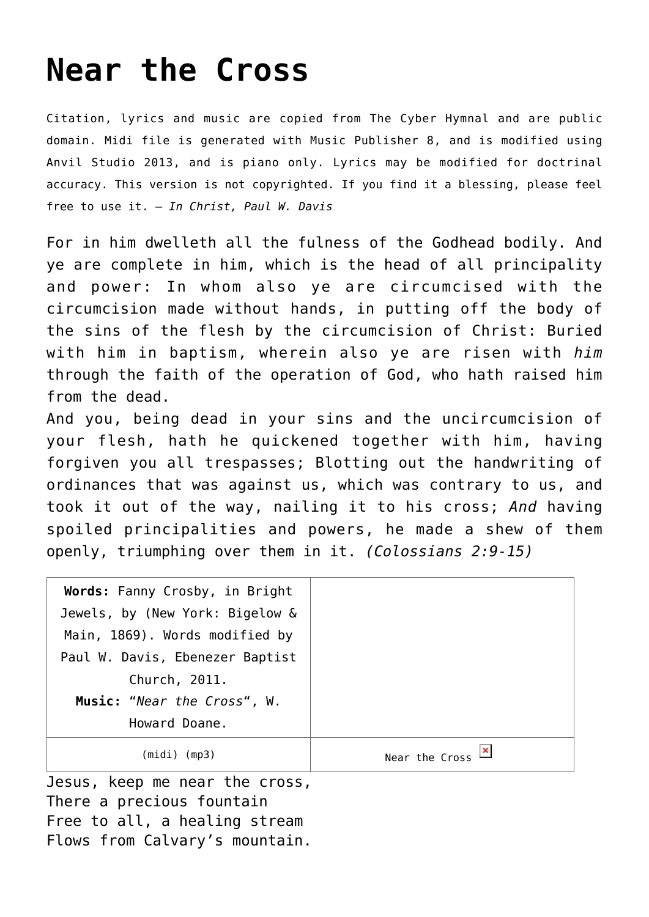# Near the Cross

Citation, lyrics and music are copied from The Cyber Hymnal and are public domain. Midi file is generated with Music Publisher 8, and is modified using Anvil Studio 2013, and is piano only. Lyrics may be modified for doctrinal accuracy. This version is not copyrighted. If you find it a blessing, please feel free to use it. – *In Christ, Paul W. Davis*

For in him dwelleth all the fulness of the Godhead bodily. And ye are complete in him, which is the head of all principality and power: In whom also ye are circumcised with the circumcision made without hands, in putting off the body of the sins of the flesh by the circumcision of Christ: Buried with him in baptism, wherein also ye are risen with *him* through the faith of the operation of God, who hath raised him from the dead.
And you, being dead in your sins and the uncircumcision of your flesh, hath he quickened together with him, having forgiven you all trespasses; Blotting out the handwriting of ordinances that was against us, which was contrary to us, and took it out of the way, nailing it to his cross; *And* having spoiled principalities and powers, he made a shew of them openly, triumphing over them in it. *(Colossians 2:9-15)*

| **Words:** Fanny Crosby, in Bright Jewels, by (New York: Bigelow & Main, 1869). Words modified by Paul W. Davis, Ebenezer Baptist Church, 2011. **Music:** "*Near the Cross*", W. Howard Doane. | |
|---|---|
| (midi) (mp3) | Near the Cross |

Jesus, keep me near the cross,
There a precious fountain
Free to all, a healing stream
Flows from Calvary's mountain.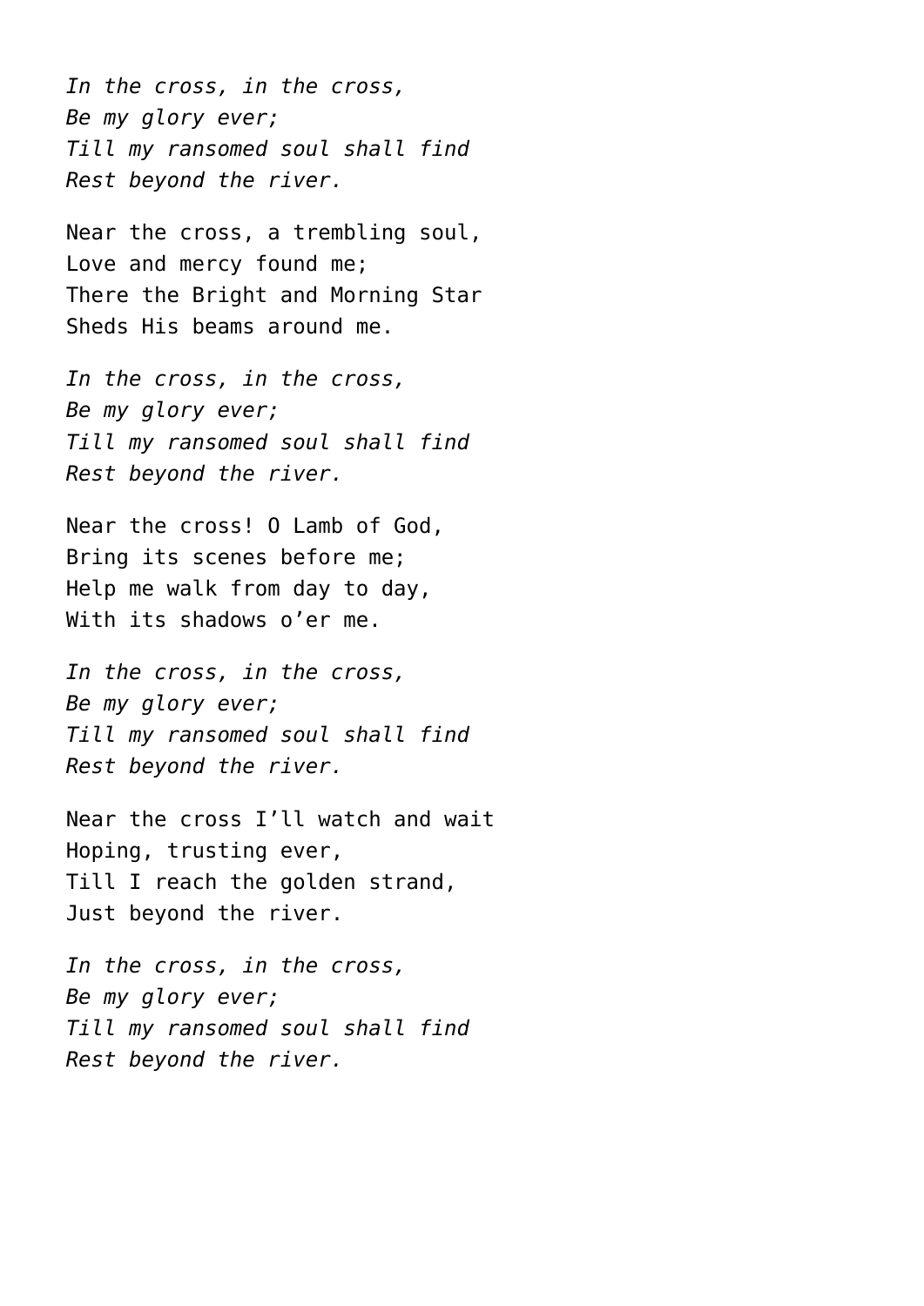*In the cross, in the cross,*
*Be my glory ever;*
*Till my ransomed soul shall find*
*Rest beyond the river.*

Near the cross, a trembling soul,
Love and mercy found me;
There the Bright and Morning Star
Sheds His beams around me.

*In the cross, in the cross,*
*Be my glory ever;*
*Till my ransomed soul shall find*
*Rest beyond the river.*

Near the cross! O Lamb of God,
Bring its scenes before me;
Help me walk from day to day,
With its shadows o'er me.

*In the cross, in the cross,*
*Be my glory ever;*
*Till my ransomed soul shall find*
*Rest beyond the river.*

Near the cross I'll watch and wait
Hoping, trusting ever,
Till I reach the golden strand,
Just beyond the river.

*In the cross, in the cross,*
*Be my glory ever;*
*Till my ransomed soul shall find*
*Rest beyond the river.*